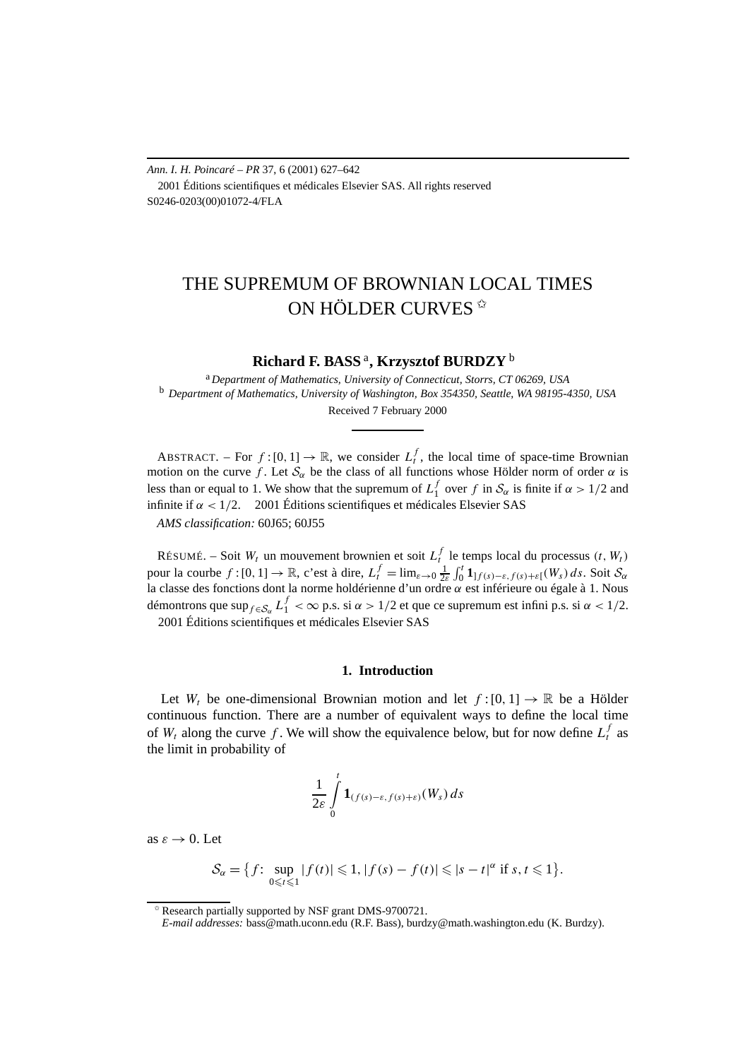*Ann. I. H. Poincaré – PR* 37, 6 (2001) 627–642
2001 Éditions scientifiques et médicales Elsevier SAS. All rights reserved
S0246-0203(00)01072-4/FLA

# THE SUPREMUM OF BROWNIAN LOCAL TIMES ON HÖLDER CURVES ✩

**Richard F. BASS** [a], **Krzysztof BURDZY** [b]

[a] *Department of Mathematics, University of Connecticut, Storrs, CT 06269, USA*
[b] *Department of Mathematics, University of Washington, Box 354350, Seattle, WA 98195-4350, USA*

Received 7 February 2000

ABSTRACT. – For $f:[0,1]\to\mathbb{R}$, we consider $L_t^f$, the local time of space-time Brownian motion on the curve $f$. Let $\mathcal{S}_\alpha$ be the class of all functions whose Hölder norm of order $\alpha$ is less than or equal to 1. We show that the supremum of $L_1^f$ over $f$ in $\mathcal{S}_\alpha$ is finite if $\alpha > 1/2$ and infinite if $\alpha < 1/2$.  2001 Éditions scientifiques et médicales Elsevier SAS

*AMS classification:* 60J65; 60J55

RÉSUMÉ. – Soit $W_t$ un mouvement brownien et soit $L_t^f$ le temps local du processus $(t, W_t)$ pour la courbe $f:[0,1]\to\mathbb{R}$, c'est à dire, $L_t^f = \lim_{\varepsilon\to 0}\frac{1}{2\varepsilon}\int_0^t \mathbf{1}_{]f(s)-\varepsilon,\,f(s)+\varepsilon[}(W_s)\,ds$. Soit $\mathcal{S}_\alpha$ la classe des fonctions dont la norme holdérienne d'un ordre $\alpha$ est inférieure ou égale à 1. Nous démontrons que $\sup_{f\in\mathcal{S}_\alpha} L_1^f < \infty$ p.s. si $\alpha > 1/2$ et que ce supremum est infini p.s. si $\alpha < 1/2$.
2001 Éditions scientifiques et médicales Elsevier SAS

## 1. Introduction

Let $W_t$ be one-dimensional Brownian motion and let $f:[0,1]\to\mathbb{R}$ be a Hölder continuous function. There are a number of equivalent ways to define the local time of $W_t$ along the curve $f$. We will show the equivalence below, but for now define $L_t^f$ as the limit in probability of

$$\frac{1}{2\varepsilon}\int_0^t \mathbf{1}_{(f(s)-\varepsilon,\,f(s)+\varepsilon)}(W_s)\,ds$$

as $\varepsilon\to 0$. Let

$$\mathcal{S}_\alpha = \big\{ f\colon \sup_{0\leqslant t\leqslant 1} |f(t)| \leqslant 1,\ |f(s)-f(t)| \leqslant |s-t|^\alpha \text{ if } s,t\leqslant 1\big\}.$$

✩ Research partially supported by NSF grant DMS-9700721.
*E-mail addresses:* bass@math.uconn.edu (R.F. Bass), burdzy@math.washington.edu (K. Burdzy).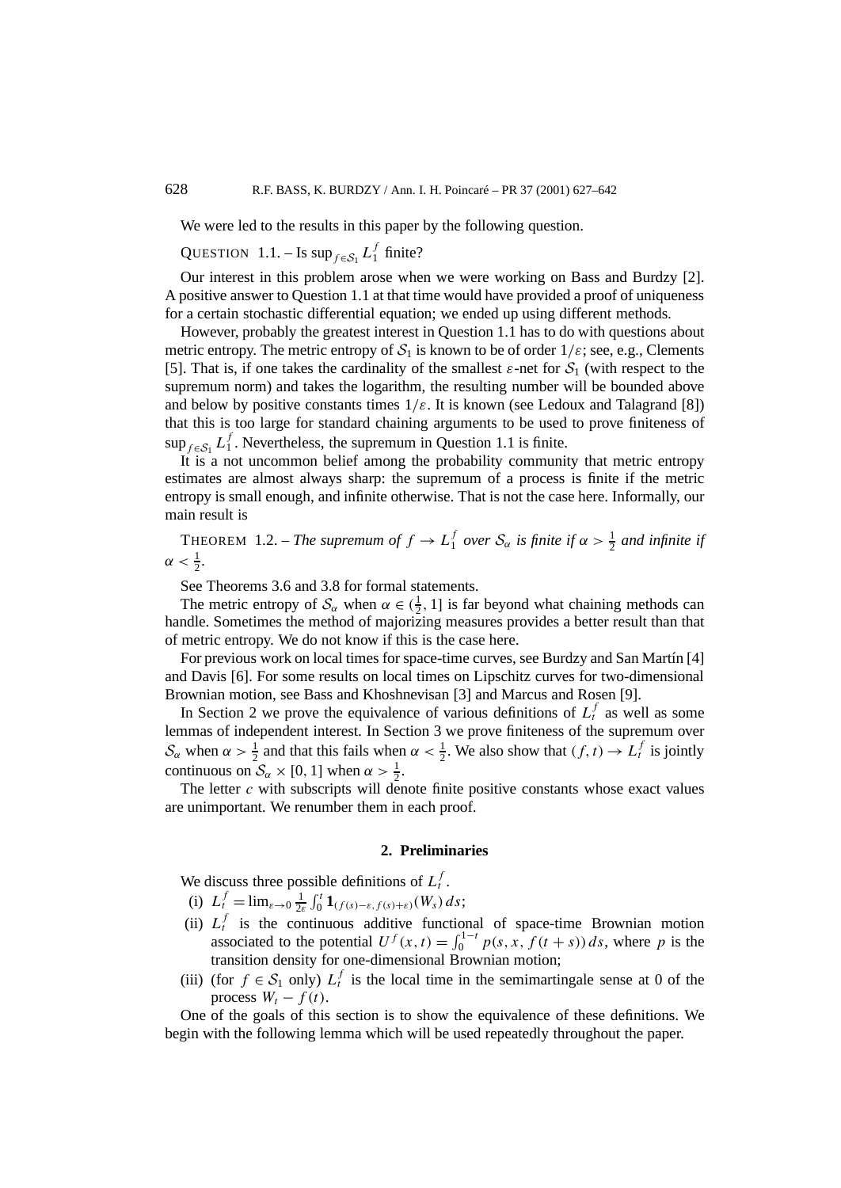We were led to the results in this paper by the following question.

QUESTION 1.1. – Is $\sup_{f\in\mathcal{S}_1} L_1^f$ finite?

Our interest in this problem arose when we were working on Bass and Burdzy [2]. A positive answer to Question 1.1 at that time would have provided a proof of uniqueness for a certain stochastic differential equation; we ended up using different methods.

However, probably the greatest interest in Question 1.1 has to do with questions about metric entropy. The metric entropy of $\mathcal{S}_1$ is known to be of order $1/\varepsilon$; see, e.g., Clements [5]. That is, if one takes the cardinality of the smallest $\varepsilon$-net for $\mathcal{S}_1$ (with respect to the supremum norm) and takes the logarithm, the resulting number will be bounded above and below by positive constants times $1/\varepsilon$. It is known (see Ledoux and Talagrand [8]) that this is too large for standard chaining arguments to be used to prove finiteness of $\sup_{f\in\mathcal{S}_1} L_1^f$. Nevertheless, the supremum in Question 1.1 is finite.

It is a not uncommon belief among the probability community that metric entropy estimates are almost always sharp: the supremum of a process is finite if the metric entropy is small enough, and infinite otherwise. That is not the case here. Informally, our main result is

THEOREM 1.2. – *The supremum of $f \to L_1^f$ over $\mathcal{S}_\alpha$ is finite if $\alpha > \frac{1}{2}$ and infinite if $\alpha < \frac{1}{2}$.*

See Theorems 3.6 and 3.8 for formal statements.

The metric entropy of $\mathcal{S}_\alpha$ when $\alpha \in (\frac{1}{2}, 1]$ is far beyond what chaining methods can handle. Sometimes the method of majorizing measures provides a better result than that of metric entropy. We do not know if this is the case here.

For previous work on local times for space-time curves, see Burdzy and San Martín [4] and Davis [6]. For some results on local times on Lipschitz curves for two-dimensional Brownian motion, see Bass and Khoshnevisan [3] and Marcus and Rosen [9].

In Section 2 we prove the equivalence of various definitions of $L_t^f$ as well as some lemmas of independent interest. In Section 3 we prove finiteness of the supremum over $\mathcal{S}_\alpha$ when $\alpha > \frac{1}{2}$ and that this fails when $\alpha < \frac{1}{2}$. We also show that $(f, t) \to L_t^f$ is jointly continuous on $\mathcal{S}_\alpha \times [0, 1]$ when $\alpha > \frac{1}{2}$.

The letter $c$ with subscripts will denote finite positive constants whose exact values are unimportant. We renumber them in each proof.

## 2. Preliminaries

We discuss three possible definitions of $L_t^f$.

(i) $L_t^f = \lim_{\varepsilon\to 0} \frac{1}{2\varepsilon}\int_0^t \mathbf{1}_{(f(s)-\varepsilon, f(s)+\varepsilon)}(W_s)\, ds$;

(ii) $L_t^f$ is the continuous additive functional of space-time Brownian motion associated to the potential $U^f(x,t) = \int_0^{1-t} p(s, x, f(t+s))\, ds$, where $p$ is the transition density for one-dimensional Brownian motion;

(iii) (for $f \in \mathcal{S}_1$ only) $L_t^f$ is the local time in the semimartingale sense at 0 of the process $W_t - f(t)$.

One of the goals of this section is to show the equivalence of these definitions. We begin with the following lemma which will be used repeatedly throughout the paper.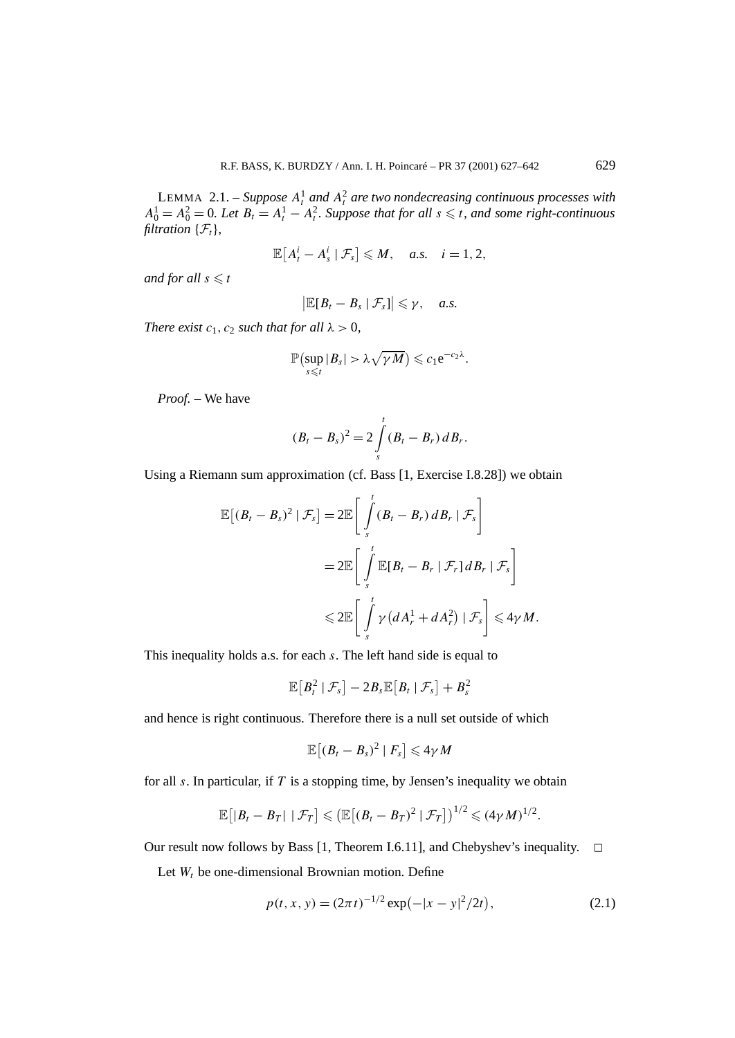LEMMA 2.1. – *Suppose $A_t^1$ and $A_t^2$ are two nondecreasing continuous processes with $A_0^1 = A_0^2 = 0$. Let $B_t = A_t^1 - A_t^2$. Suppose that for all $s \leqslant t$, and some right-continuous filtration $\{\mathcal{F}_t\}$,*

$$\mathbb{E}\left[A_t^i - A_s^i \mid \mathcal{F}_s\right] \leqslant M, \quad a.s. \quad i = 1, 2,$$

*and for all $s \leqslant t$*

$$\left|\mathbb{E}[B_t - B_s \mid \mathcal{F}_s]\right| \leqslant \gamma, \quad a.s.$$

*There exist $c_1, c_2$ such that for all $\lambda > 0$,*

$$\mathbb{P}\left(\sup_{s \leqslant t} |B_s| > \lambda \sqrt{\gamma M}\right) \leqslant c_1 e^{-c_2 \lambda}.$$

*Proof.* – We have

$$(B_t - B_s)^2 = 2 \int_s^t (B_t - B_r)\, dB_r.$$

Using a Riemann sum approximation (cf. Bass [1, Exercise I.8.28]) we obtain

$$\begin{aligned}
\mathbb{E}\left[(B_t - B_s)^2 \mid \mathcal{F}_s\right] &= 2\mathbb{E}\left[\int_s^t (B_t - B_r)\, dB_r \mid \mathcal{F}_s\right] \\
&= 2\mathbb{E}\left[\int_s^t \mathbb{E}[B_t - B_r \mid \mathcal{F}_r]\, dB_r \mid \mathcal{F}_s\right] \\
&\leqslant 2\mathbb{E}\left[\int_s^t \gamma\left(dA_r^1 + dA_r^2\right) \mid \mathcal{F}_s\right] \leqslant 4\gamma M.
\end{aligned}$$

This inequality holds a.s. for each $s$. The left hand side is equal to

$$\mathbb{E}\left[B_t^2 \mid \mathcal{F}_s\right] - 2B_s \mathbb{E}\left[B_t \mid \mathcal{F}_s\right] + B_s^2$$

and hence is right continuous. Therefore there is a null set outside of which

$$\mathbb{E}\left[(B_t - B_s)^2 \mid F_s\right] \leqslant 4\gamma M$$

for all $s$. In particular, if $T$ is a stopping time, by Jensen's inequality we obtain

$$\mathbb{E}\left[|B_t - B_T| \mid \mathcal{F}_T\right] \leqslant \left(\mathbb{E}\left[(B_t - B_T)^2 \mid \mathcal{F}_T\right]\right)^{1/2} \leqslant (4\gamma M)^{1/2}.$$

Our result now follows by Bass [1, Theorem I.6.11], and Chebyshev's inequality. □

Let $W_t$ be one-dimensional Brownian motion. Define

$$p(t, x, y) = (2\pi t)^{-1/2} \exp\left(-|x - y|^2/2t\right), \tag{2.1}$$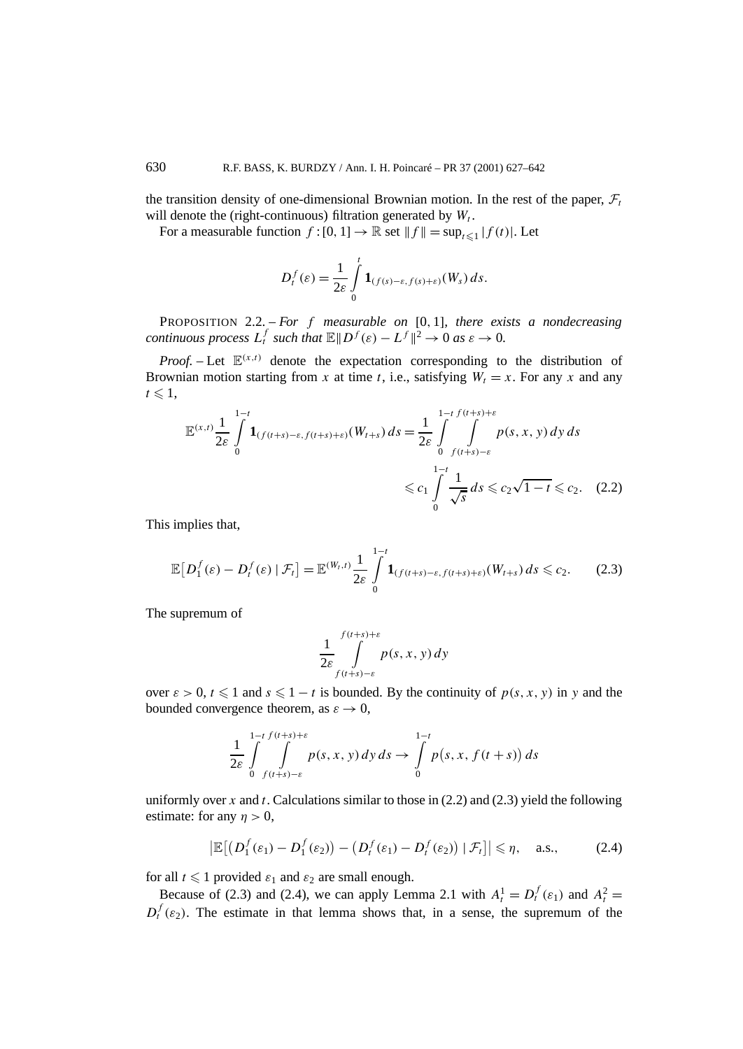the transition density of one-dimensional Brownian motion. In the rest of the paper, $\mathcal{F}_t$ will denote the (right-continuous) filtration generated by $W_t$.

For a measurable function $f:[0,1]\to\mathbb{R}$ set $\|f\| = \sup_{t\leqslant 1}|f(t)|$. Let

$$D_t^f(\varepsilon) = \frac{1}{2\varepsilon}\int_0^t \mathbf{1}_{(f(s)-\varepsilon,\, f(s)+\varepsilon)}(W_s)\,ds.$$

PROPOSITION 2.2. – *For $f$ measurable on $[0,1]$, there exists a nondecreasing continuous process $L_t^f$ such that $\mathbb{E}\|D^f(\varepsilon) - L^f\|^2 \to 0$ as $\varepsilon\to 0$.*

*Proof.* – Let $\mathbb{E}^{(x,t)}$ denote the expectation corresponding to the distribution of Brownian motion starting from $x$ at time $t$, i.e., satisfying $W_t = x$. For any $x$ and any $t\leqslant 1$,

$$\mathbb{E}^{(x,t)}\frac{1}{2\varepsilon}\int_0^{1-t}\mathbf{1}_{(f(t+s)-\varepsilon,\, f(t+s)+\varepsilon)}(W_{t+s})\,ds = \frac{1}{2\varepsilon}\int_0^{1-t}\int_{f(t+s)-\varepsilon}^{f(t+s)+\varepsilon} p(s,x,y)\,dy\,ds \leqslant c_1\int_0^{1-t}\frac{1}{\sqrt{s}}\,ds \leqslant c_2\sqrt{1-t}\leqslant c_2. \quad (2.2)$$

This implies that,

$$\mathbb{E}\big[D_1^f(\varepsilon) - D_t^f(\varepsilon)\mid \mathcal{F}_t\big] = \mathbb{E}^{(W_t,t)}\frac{1}{2\varepsilon}\int_0^{1-t}\mathbf{1}_{(f(t+s)-\varepsilon,\, f(t+s)+\varepsilon)}(W_{t+s})\,ds \leqslant c_2. \qquad (2.3)$$

The supremum of

$$\frac{1}{2\varepsilon}\int_{f(t+s)-\varepsilon}^{f(t+s)+\varepsilon} p(s,x,y)\,dy$$

over $\varepsilon>0$, $t\leqslant 1$ and $s\leqslant 1-t$ is bounded. By the continuity of $p(s,x,y)$ in $y$ and the bounded convergence theorem, as $\varepsilon\to 0$,

$$\frac{1}{2\varepsilon}\int_0^{1-t}\int_{f(t+s)-\varepsilon}^{f(t+s)+\varepsilon} p(s,x,y)\,dy\,ds \to \int_0^{1-t} p\big(s,x,f(t+s)\big)\,ds$$

uniformly over $x$ and $t$. Calculations similar to those in (2.2) and (2.3) yield the following estimate: for any $\eta>0$,

$$\big|\mathbb{E}\big[\big(D_1^f(\varepsilon_1) - D_1^f(\varepsilon_2)\big) - \big(D_t^f(\varepsilon_1) - D_t^f(\varepsilon_2)\big)\mid \mathcal{F}_t\big]\big| \leqslant \eta, \quad \text{a.s.}, \qquad (2.4)$$

for all $t\leqslant 1$ provided $\varepsilon_1$ and $\varepsilon_2$ are small enough.

Because of (2.3) and (2.4), we can apply Lemma 2.1 with $A_t^1 = D_t^f(\varepsilon_1)$ and $A_t^2 = D_t^f(\varepsilon_2)$. The estimate in that lemma shows that, in a sense, the supremum of the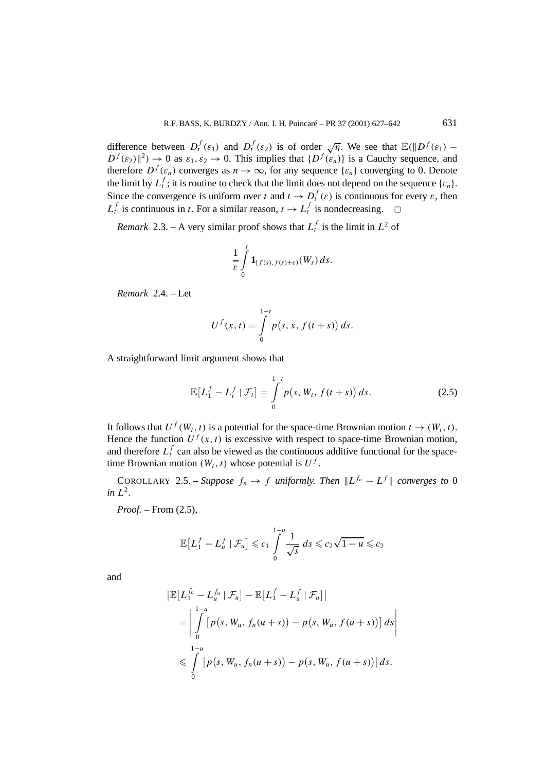difference between $D_t^f(\varepsilon_1)$ and $D_t^f(\varepsilon_2)$ is of order $\sqrt{\eta}$. We see that $\mathbb{E}(\|D^f(\varepsilon_1) - D^f(\varepsilon_2)\|^2) \to 0$ as $\varepsilon_1, \varepsilon_2 \to 0$. This implies that $\{D^f(\varepsilon_n)\}$ is a Cauchy sequence, and therefore $D^f(\varepsilon_n)$ converges as $n \to \infty$, for any sequence $\{\varepsilon_n\}$ converging to 0. Denote the limit by $L_t^f$; it is routine to check that the limit does not depend on the sequence $\{\varepsilon_n\}$. Since the convergence is uniform over $t$ and $t \to D_t^f(\varepsilon)$ is continuous for every $\varepsilon$, then $L_t^f$ is continuous in $t$. For a similar reason, $t \to L_t^f$ is nondecreasing. $\square$

*Remark* 2.3. – A very similar proof shows that $L_t^f$ is the limit in $L^2$ of

$$\frac{1}{\varepsilon} \int_0^t \mathbf{1}_{[f(s), f(s)+\varepsilon)}(W_s)\, ds.$$

*Remark* 2.4. – Let

$$U^f(x,t) = \int_0^{1-t} p\big(s, x, f(t+s)\big)\, ds.$$

A straightforward limit argument shows that

$$\mathbb{E}\big[L_1^f - L_t^f \mid \mathcal{F}_t\big] = \int_0^{1-t} p\big(s, W_t, f(t+s)\big)\, ds. \tag{2.5}$$

It follows that $U^f(W_t, t)$ is a potential for the space-time Brownian motion $t \to (W_t, t)$. Hence the function $U^f(x,t)$ is excessive with respect to space-time Brownian motion, and therefore $L_t^f$ can also be viewed as the continuous additive functional for the space-time Brownian motion $(W_t, t)$ whose potential is $U^f$.

COROLLARY 2.5. – *Suppose $f_n \to f$ uniformly. Then $\|L^{f_n} - L^f\|$ converges to* 0 *in $L^2$.*

*Proof.* – From (2.5),

$$\mathbb{E}\big[L_1^f - L_u^f \mid \mathcal{F}_u\big] \leqslant c_1 \int_0^{1-u} \frac{1}{\sqrt{s}}\, ds \leqslant c_2\sqrt{1-u} \leqslant c_2$$

and

$$\begin{aligned}
&\big|\mathbb{E}\big[L_1^{f_n} - L_u^{f_n} \mid \mathcal{F}_u\big] - \mathbb{E}\big[L_1^f - L_u^f \mid \mathcal{F}_u\big]\big| \\
&\quad = \left| \int_0^{1-u} \big[p\big(s, W_u, f_n(u+s)\big) - p\big(s, W_u, f(u+s)\big)\big]\, ds \right| \\
&\quad \leqslant \int_0^{1-u} \big|p\big(s, W_u, f_n(u+s)\big) - p\big(s, W_u, f(u+s)\big)\big|\, ds.
\end{aligned}$$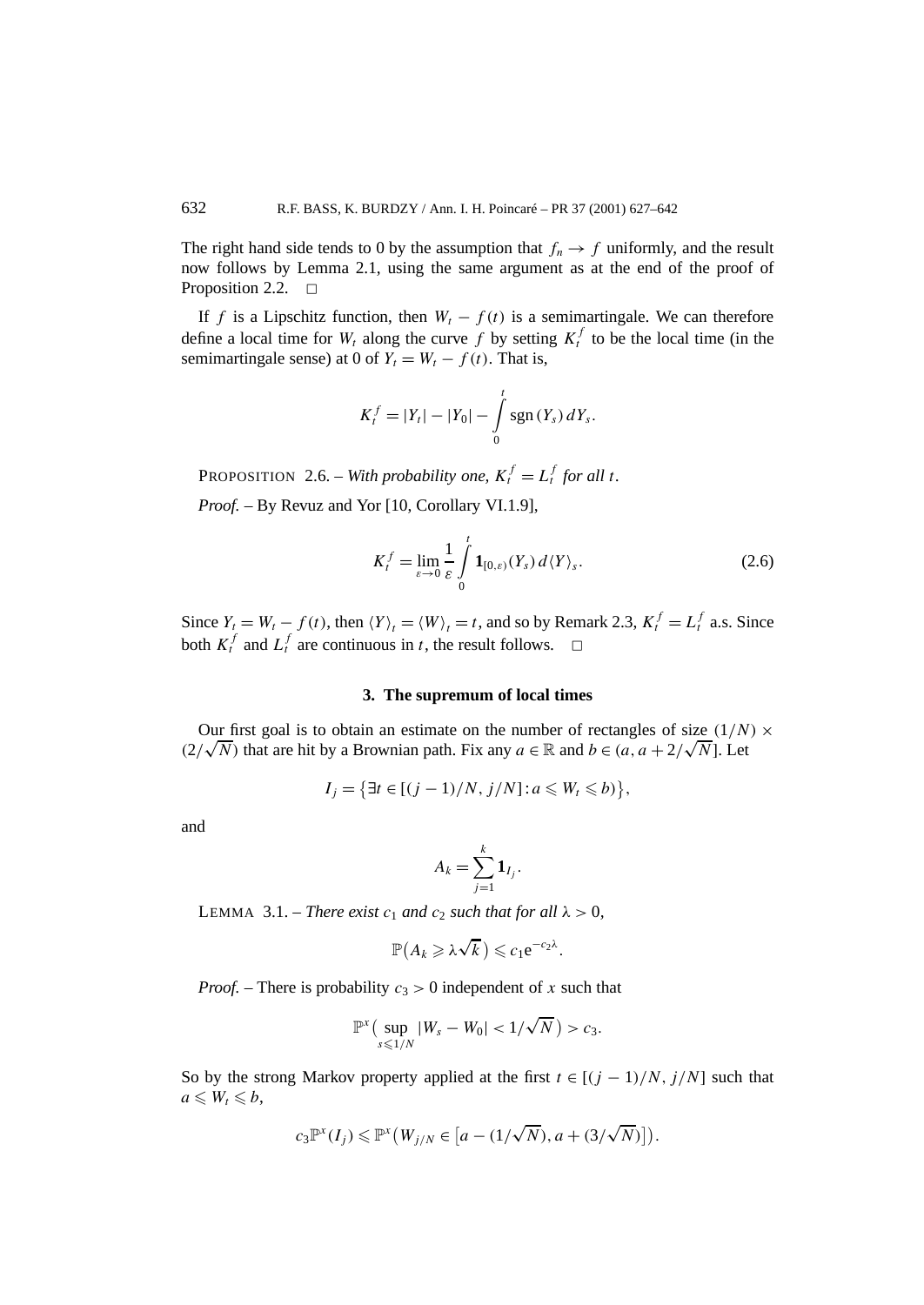The right hand side tends to 0 by the assumption that $f_n \to f$ uniformly, and the result now follows by Lemma 2.1, using the same argument as at the end of the proof of Proposition 2.2. □

If $f$ is a Lipschitz function, then $W_t - f(t)$ is a semimartingale. We can therefore define a local time for $W_t$ along the curve $f$ by setting $K_t^f$ to be the local time (in the semimartingale sense) at 0 of $Y_t = W_t - f(t)$. That is,

$$K_t^f = |Y_t| - |Y_0| - \int_0^t \operatorname{sgn}(Y_s)\, dY_s.$$

PROPOSITION 2.6. – *With probability one, $K_t^f = L_t^f$ for all $t$.*

*Proof.* – By Revuz and Yor [10, Corollary VI.1.9],

$$K_t^f = \lim_{\varepsilon \to 0} \frac{1}{\varepsilon} \int_0^t \mathbf{1}_{[0,\varepsilon)}(Y_s)\, d\langle Y \rangle_s. \tag{2.6}$$

Since $Y_t = W_t - f(t)$, then $\langle Y \rangle_t = \langle W \rangle_t = t$, and so by Remark 2.3, $K_t^f = L_t^f$ a.s. Since both $K_t^f$ and $L_t^f$ are continuous in $t$, the result follows. □

## 3. The supremum of local times

Our first goal is to obtain an estimate on the number of rectangles of size $(1/N) \times (2/\sqrt{N})$ that are hit by a Brownian path. Fix any $a \in \mathbb{R}$ and $b \in (a, a + 2/\sqrt{N}]$. Let

$$I_j = \{\exists t \in [(j-1)/N, j/N] : a \leqslant W_t \leqslant b)\},$$

and

$$A_k = \sum_{j=1}^k \mathbf{1}_{I_j}.$$

LEMMA 3.1. – *There exist $c_1$ and $c_2$ such that for all $\lambda > 0$,*

$$\mathbb{P}(A_k \geqslant \lambda\sqrt{k}) \leqslant c_1 \mathrm{e}^{-c_2\lambda}.$$

*Proof.* – There is probability $c_3 > 0$ independent of $x$ such that

$$\mathbb{P}^x\Big(\sup_{s \leqslant 1/N} |W_s - W_0| < 1/\sqrt{N}\Big) > c_3.$$

So by the strong Markov property applied at the first $t \in [(j-1)/N, j/N]$ such that $a \leqslant W_t \leqslant b$,

$$c_3 \mathbb{P}^x(I_j) \leqslant \mathbb{P}^x\big(W_{j/N} \in \big[a - (1/\sqrt{N}), a + (3/\sqrt{N})\big]\big).$$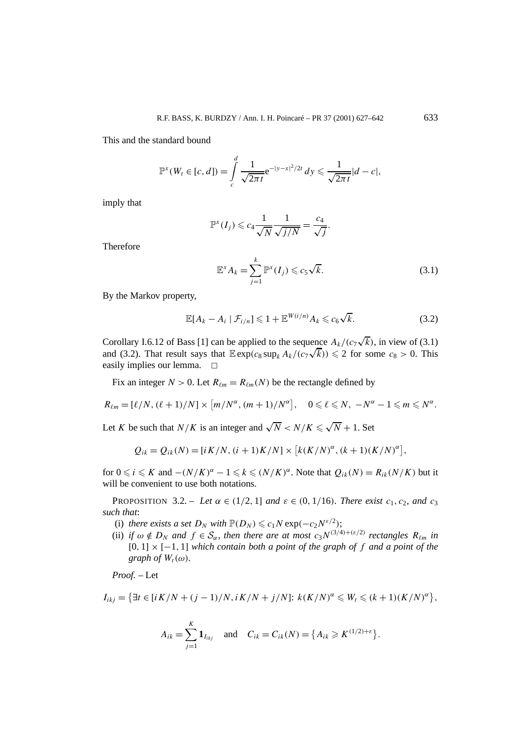This and the standard bound

$$\mathbb{P}^x(W_t \in [c,d]) = \int_c^d \frac{1}{\sqrt{2\pi t}} e^{-|y-x|^2/2t}\, dy \leqslant \frac{1}{\sqrt{2\pi t}} |d-c|,$$

imply that

$$\mathbb{P}^x(I_j) \leqslant c_4 \frac{1}{\sqrt{N}} \frac{1}{\sqrt{j/N}} = \frac{c_4}{\sqrt{j}}.$$

Therefore

$$\mathbb{E}^x A_k = \sum_{j=1}^{k} \mathbb{P}^x(I_j) \leqslant c_5 \sqrt{k}. \tag{3.1}$$

By the Markov property,

$$\mathbb{E}[A_k - A_i \mid \mathcal{F}_{i/n}] \leqslant 1 + \mathbb{E}^{W(i/n)} A_k \leqslant c_6 \sqrt{k}. \tag{3.2}$$

Corollary I.6.12 of Bass [1] can be applied to the sequence $A_k/(c_7\sqrt{k})$, in view of (3.1) and (3.2). That result says that $\mathbb{E}\exp(c_8 \sup_k A_k/(c_7\sqrt{k})) \leqslant 2$ for some $c_8 > 0$. This easily implies our lemma. $\square$

Fix an integer $N > 0$. Let $R_{\ell m} = R_{\ell m}(N)$ be the rectangle defined by

$$R_{\ell m} = [\ell/N, (\ell+1)/N] \times \left[m/N^\alpha, (m+1)/N^\alpha\right], \quad 0 \leqslant \ell \leqslant N,\ -N^\alpha - 1 \leqslant m \leqslant N^\alpha.$$

Let $K$ be such that $N/K$ is an integer and $\sqrt{N} < N/K \leqslant \sqrt{N} + 1$. Set

$$Q_{ik} = Q_{ik}(N) = [iK/N, (i+1)K/N] \times \left[k(K/N)^\alpha, (k+1)(K/N)^\alpha\right],$$

for $0 \leqslant i \leqslant K$ and $-(N/K)^\alpha - 1 \leqslant k \leqslant (N/K)^\alpha$. Note that $Q_{ik}(N) = R_{ik}(N/K)$ but it will be convenient to use both notations.

PROPOSITION 3.2. – *Let $\alpha \in (1/2, 1]$ and $\varepsilon \in (0, 1/16)$. There exist $c_1$, $c_2$, and $c_3$ such that*:

- (i) *there exists a set $D_N$ with $\mathbb{P}(D_N) \leqslant c_1 N \exp(-c_2 N^{\varepsilon/2})$;*
- (ii) *if $\omega \notin D_N$ and $f \in \mathcal{S}_\alpha$, then there are at most $c_3 N^{(3/4)+(\varepsilon/2)}$ rectangles $R_{\ell m}$ in $[0,1] \times [-1,1]$ which contain both a point of the graph of $f$ and a point of the graph of $W_t(\omega)$.*

*Proof.* – Let

$$I_{ikj} = \left\{\exists t \in [iK/N + (j-1)/N, iK/N + j/N]\colon\ k(K/N)^\alpha \leqslant W_t \leqslant (k+1)(K/N)^\alpha\right\},$$

$$A_{ik} = \sum_{j=1}^{K} \mathbf{1}_{I_{ikj}} \quad \text{and} \quad C_{ik} = C_{ik}(N) = \left\{A_{ik} \geqslant K^{(1/2)+\varepsilon}\right\}.$$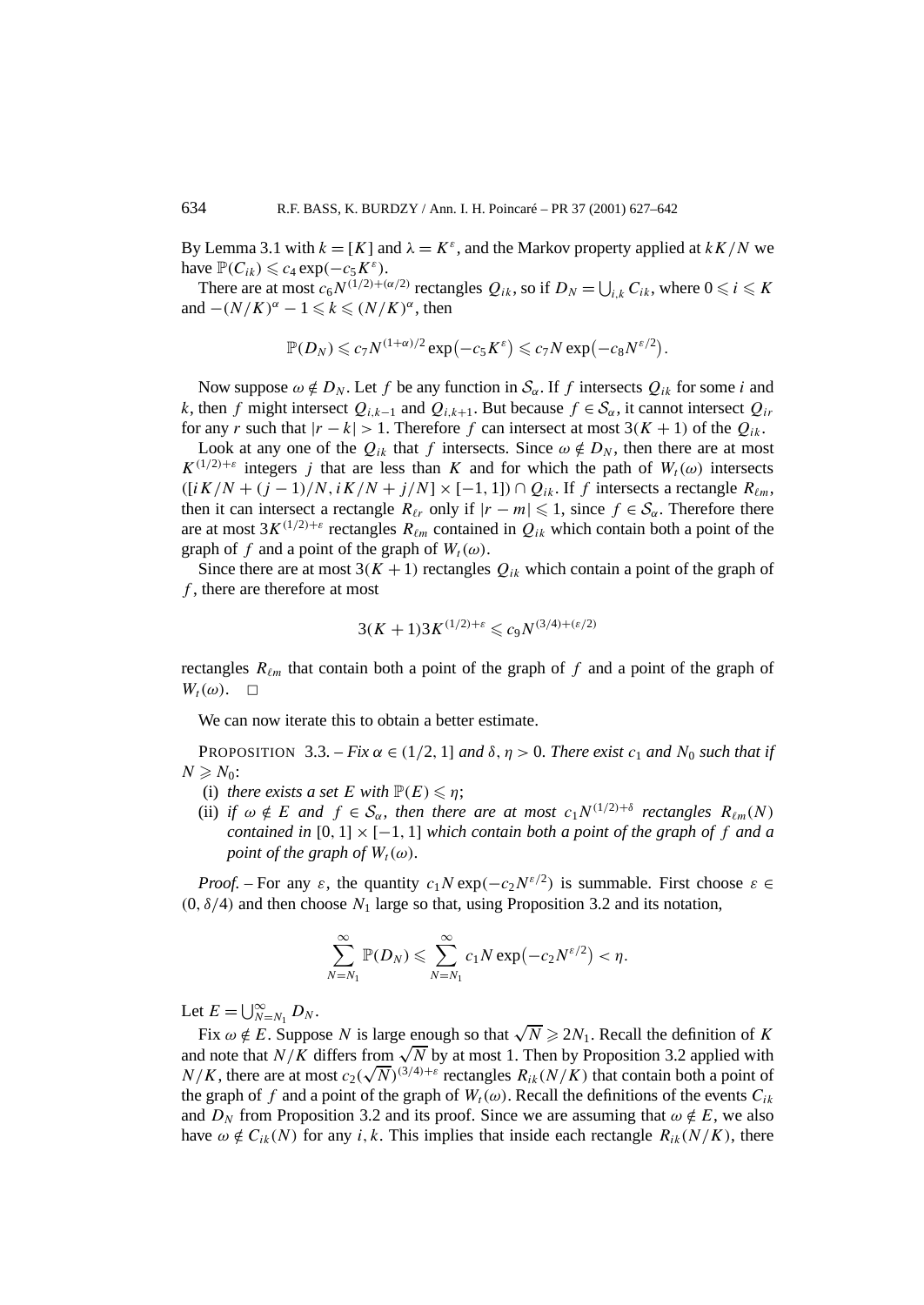By Lemma 3.1 with $k = [K]$ and $\lambda = K^\varepsilon$, and the Markov property applied at $kK/N$ we have $\mathbb{P}(C_{ik}) \leqslant c_4 \exp(-c_5 K^\varepsilon)$.

There are at most $c_6 N^{(1/2)+(\alpha/2)}$ rectangles $Q_{ik}$, so if $D_N = \bigcup_{i,k} C_{ik}$, where $0 \leqslant i \leqslant K$ and $-(N/K)^\alpha - 1 \leqslant k \leqslant (N/K)^\alpha$, then

$$\mathbb{P}(D_N) \leqslant c_7 N^{(1+\alpha)/2} \exp\bigl(-c_5 K^\varepsilon\bigr) \leqslant c_7 N \exp\bigl(-c_8 N^{\varepsilon/2}\bigr).$$

Now suppose $\omega \notin D_N$. Let $f$ be any function in $\mathcal{S}_\alpha$. If $f$ intersects $Q_{ik}$ for some $i$ and $k$, then $f$ might intersect $Q_{i,k-1}$ and $Q_{i,k+1}$. But because $f \in \mathcal{S}_\alpha$, it cannot intersect $Q_{ir}$ for any $r$ such that $|r-k| > 1$. Therefore $f$ can intersect at most $3(K+1)$ of the $Q_{ik}$.

Look at any one of the $Q_{ik}$ that $f$ intersects. Since $\omega \notin D_N$, then there are at most $K^{(1/2)+\varepsilon}$ integers $j$ that are less than $K$ and for which the path of $W_t(\omega)$ intersects $([iK/N + (j-1)/N, iK/N + j/N] \times [-1,1]) \cap Q_{ik}$. If $f$ intersects a rectangle $R_{\ell m}$, then it can intersect a rectangle $R_{\ell r}$ only if $|r-m| \leqslant 1$, since $f \in \mathcal{S}_\alpha$. Therefore there are at most $3K^{(1/2)+\varepsilon}$ rectangles $R_{\ell m}$ contained in $Q_{ik}$ which contain both a point of the graph of $f$ and a point of the graph of $W_t(\omega)$.

Since there are at most $3(K+1)$ rectangles $Q_{ik}$ which contain a point of the graph of $f$, there are therefore at most

$$3(K+1)3K^{(1/2)+\varepsilon} \leqslant c_9 N^{(3/4)+(\varepsilon/2)}$$

rectangles $R_{\ell m}$ that contain both a point of the graph of $f$ and a point of the graph of $W_t(\omega)$. $\square$

We can now iterate this to obtain a better estimate.

PROPOSITION 3.3. – *Fix $\alpha \in (1/2, 1]$ and $\delta, \eta > 0$. There exist $c_1$ and $N_0$ such that if $N \geqslant N_0$:*

(i) *there exists a set $E$ with $\mathbb{P}(E) \leqslant \eta$;*

(ii) *if $\omega \notin E$ and $f \in \mathcal{S}_\alpha$, then there are at most $c_1 N^{(1/2)+\delta}$ rectangles $R_{\ell m}(N)$ contained in $[0,1] \times [-1,1]$ which contain both a point of the graph of $f$ and a point of the graph of $W_t(\omega)$.*

*Proof.* – For any $\varepsilon$, the quantity $c_1 N \exp(-c_2 N^{\varepsilon/2})$ is summable. First choose $\varepsilon \in (0, \delta/4)$ and then choose $N_1$ large so that, using Proposition 3.2 and its notation,

$$\sum_{N=N_1}^{\infty} \mathbb{P}(D_N) \leqslant \sum_{N=N_1}^{\infty} c_1 N \exp\bigl(-c_2 N^{\varepsilon/2}\bigr) < \eta.$$

Let $E = \bigcup_{N=N_1}^{\infty} D_N$.

Fix $\omega \notin E$. Suppose $N$ is large enough so that $\sqrt{N} \geqslant 2N_1$. Recall the definition of $K$ and note that $N/K$ differs from $\sqrt{N}$ by at most 1. Then by Proposition 3.2 applied with $N/K$, there are at most $c_2(\sqrt{N})^{(3/4)+\varepsilon}$ rectangles $R_{ik}(N/K)$ that contain both a point of the graph of $f$ and a point of the graph of $W_t(\omega)$. Recall the definitions of the events $C_{ik}$ and $D_N$ from Proposition 3.2 and its proof. Since we are assuming that $\omega \notin E$, we also have $\omega \notin C_{ik}(N)$ for any $i, k$. This implies that inside each rectangle $R_{ik}(N/K)$, there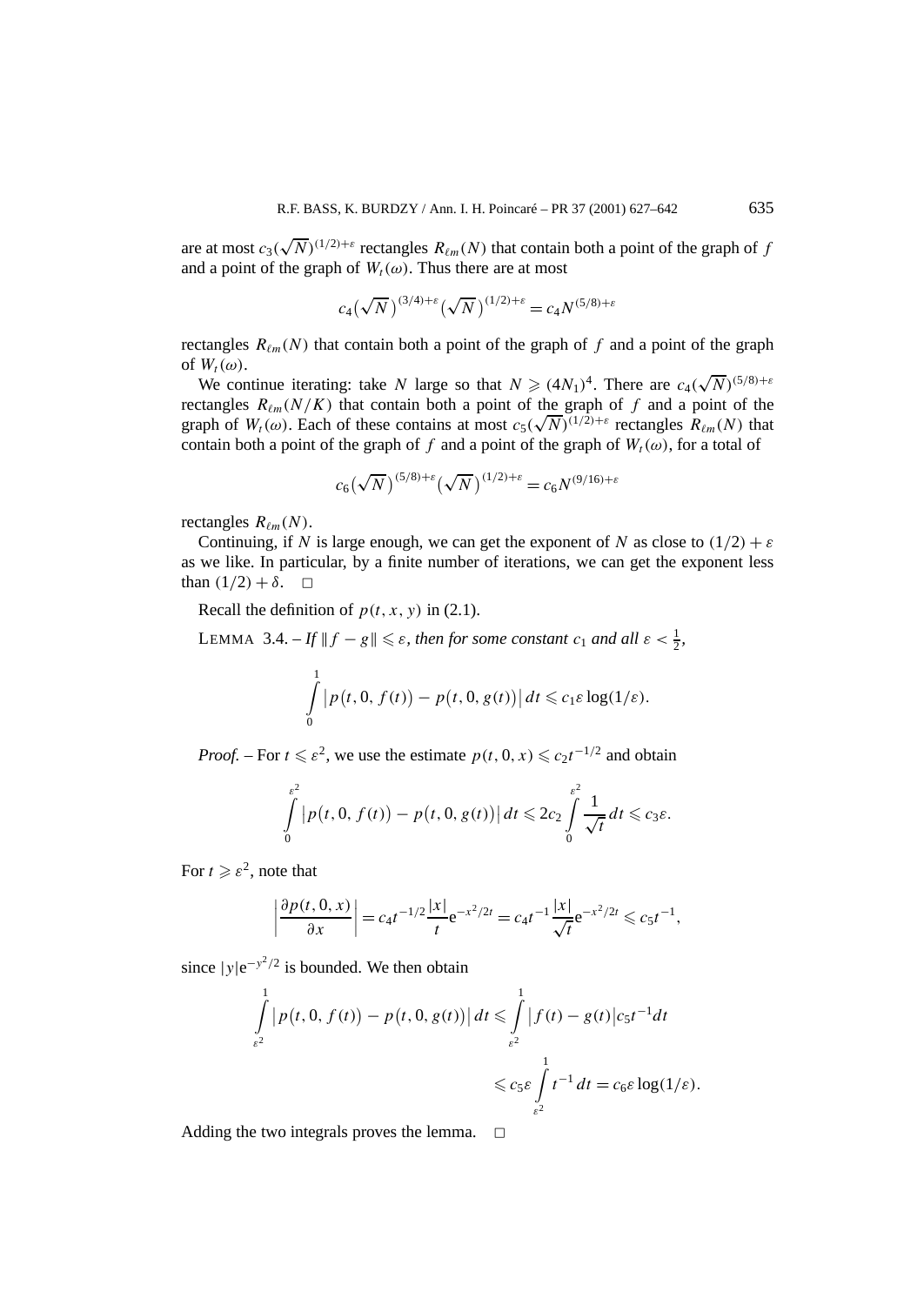are at most $c_3(\sqrt{N})^{(1/2)+\varepsilon}$ rectangles $R_{\ell m}(N)$ that contain both a point of the graph of $f$ and a point of the graph of $W_t(\omega)$. Thus there are at most

$$c_4\big(\sqrt{N}\big)^{(3/4)+\varepsilon}\big(\sqrt{N}\big)^{(1/2)+\varepsilon} = c_4 N^{(5/8)+\varepsilon}$$

rectangles $R_{\ell m}(N)$ that contain both a point of $f$ and a point of the graph of $W_t(\omega)$.

We continue iterating: take $N$ large so that $N \geqslant (4N_1)^4$. There are $c_4(\sqrt{N})^{(5/8)+\varepsilon}$ rectangles $R_{\ell m}(N/K)$ that contain both a point of the graph of $f$ and a point of the graph of $W_t(\omega)$. Each of these contains at most $c_5(\sqrt{N})^{(1/2)+\varepsilon}$ rectangles $R_{\ell m}(N)$ that contain both a point of the graph of $f$ and a point of the graph of $W_t(\omega)$, for a total of

$$c_6\big(\sqrt{N}\big)^{(5/8)+\varepsilon}\big(\sqrt{N}\big)^{(1/2)+\varepsilon} = c_6 N^{(9/16)+\varepsilon}$$

rectangles $R_{\ell m}(N)$.

Continuing, if $N$ is large enough, we can get the exponent of $N$ as close to $(1/2)+\varepsilon$ as we like. In particular, by a finite number of iterations, we can get the exponent less than $(1/2)+\delta$. $\square$

Recall the definition of $p(t,x,y)$ in (2.1).

LEMMA 3.4. – *If $\|f-g\| \leqslant \varepsilon$, then for some constant $c_1$ and all $\varepsilon < \frac{1}{2}$,*

$$\int_0^1 \big|p\big(t,0,f(t)\big) - p\big(t,0,g(t)\big)\big|\,dt \leqslant c_1 \varepsilon \log(1/\varepsilon).$$

*Proof.* – For $t \leqslant \varepsilon^2$, we use the estimate $p(t,0,x) \leqslant c_2 t^{-1/2}$ and obtain

$$\int_0^{\varepsilon^2} \big|p\big(t,0,f(t)\big) - p\big(t,0,g(t)\big)\big|\,dt \leqslant 2c_2 \int_0^{\varepsilon^2} \frac{1}{\sqrt{t}}\,dt \leqslant c_3 \varepsilon.$$

For $t \geqslant \varepsilon^2$, note that

$$\left|\frac{\partial p(t,0,x)}{\partial x}\right| = c_4 t^{-1/2}\frac{|x|}{t}\mathrm{e}^{-x^2/2t} = c_4 t^{-1}\frac{|x|}{\sqrt{t}}\mathrm{e}^{-x^2/2t} \leqslant c_5 t^{-1},$$

since $|y|\mathrm{e}^{-y^2/2}$ is bounded. We then obtain

$$\begin{aligned}
\int_{\varepsilon^2}^1 \big|p\big(t,0,f(t)\big) - p\big(t,0,g(t)\big)\big|\,dt &\leqslant \int_{\varepsilon^2}^1 \big|f(t)-g(t)\big| c_5 t^{-1} dt \\
&\leqslant c_5 \varepsilon \int_{\varepsilon^2}^1 t^{-1}\,dt = c_6 \varepsilon \log(1/\varepsilon).
\end{aligned}$$

Adding the two integrals proves the lemma. $\square$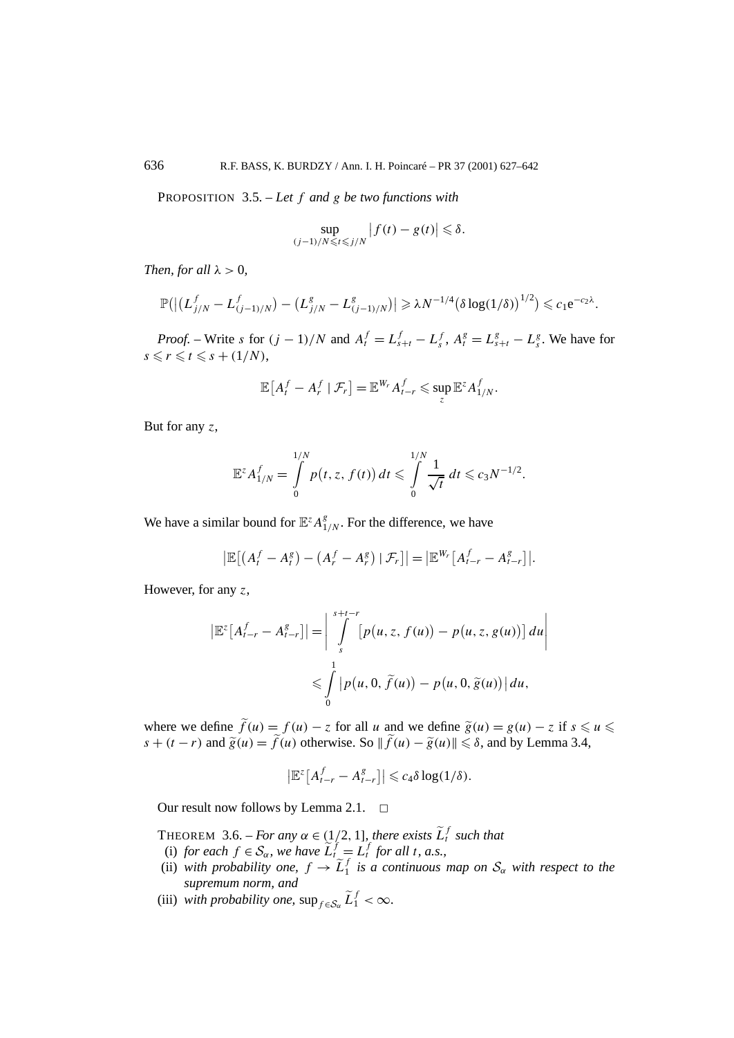PROPOSITION 3.5. – *Let $f$ and $g$ be two functions with*

$$\sup_{(j-1)/N \leqslant t \leqslant j/N} \left| f(t) - g(t) \right| \leqslant \delta.$$

*Then, for all $\lambda > 0$,*

$$\mathbb{P}\left( \left| \left( L^f_{j/N} - L^f_{(j-1)/N} \right) - \left( L^g_{j/N} - L^g_{(j-1)/N} \right) \right| \geqslant \lambda N^{-1/4} \left( \delta \log(1/\delta) \right)^{1/2} \right) \leqslant c_1 \mathrm{e}^{-c_2 \lambda}.$$

*Proof.* – Write $s$ for $(j-1)/N$ and $A^f_t = L^f_{s+t} - L^f_s$, $A^g_t = L^g_{s+t} - L^g_s$. We have for $s \leqslant r \leqslant t \leqslant s + (1/N)$,

$$\mathbb{E}\left[ A^f_t - A^f_r \mid \mathcal{F}_r \right] = \mathbb{E}^{W_r} A^f_{t-r} \leqslant \sup_z \mathbb{E}^z A^f_{1/N}.$$

But for any $z$,

$$\mathbb{E}^z A^f_{1/N} = \int_0^{1/N} p\left(t, z, f(t)\right) dt \leqslant \int_0^{1/N} \frac{1}{\sqrt{t}}\, dt \leqslant c_3 N^{-1/2}.$$

We have a similar bound for $\mathbb{E}^z A^g_{1/N}$. For the difference, we have

$$\left| \mathbb{E}\left[ \left( A^f_t - A^g_t \right) - \left( A^f_r - A^g_r \right) \mid \mathcal{F}_r \right] \right| = \left| \mathbb{E}^{W_r} \left[ A^f_{t-r} - A^g_{t-r} \right] \right|.$$

However, for any $z$,

$$\begin{aligned} \left| \mathbb{E}^z \left[ A^f_{t-r} - A^g_{t-r} \right] \right| &= \left| \int_s^{s+t-r} \left[ p\left(u, z, f(u)\right) - p\left(u, z, g(u)\right) \right] du \right| \\ &\leqslant \int_0^1 \left| p\left(u, 0, \widetilde{f}(u)\right) - p\left(u, 0, \widetilde{g}(u)\right) \right| du, \end{aligned}$$

where we define $\widetilde{f}(u) = f(u) - z$ for all $u$ and we define $\widetilde{g}(u) = g(u) - z$ if $s \leqslant u \leqslant s + (t - r)$ and $\widetilde{g}(u) = \widetilde{f}(u)$ otherwise. So $\| \widetilde{f}(u) - \widetilde{g}(u) \| \leqslant \delta$, and by Lemma 3.4,

$$\left| \mathbb{E}^z \left[ A^f_{t-r} - A^g_{t-r} \right] \right| \leqslant c_4 \delta \log(1/\delta).$$

Our result now follows by Lemma 2.1. $\square$

THEOREM 3.6. – *For any $\alpha \in (1/2, 1]$, there exists $\widetilde{L}^f_t$ such that*

(i) *for each $f \in \mathcal{S}_\alpha$, we have $\widetilde{L}^f_t = L^f_t$ for all $t$, a.s.,*

(ii) *with probability one, $f \to \widetilde{L}^f_1$ is a continuous map on $\mathcal{S}_\alpha$ with respect to the supremum norm, and*

(iii) *with probability one, $\sup_{f \in \mathcal{S}_\alpha} \widetilde{L}^f_1 < \infty$.*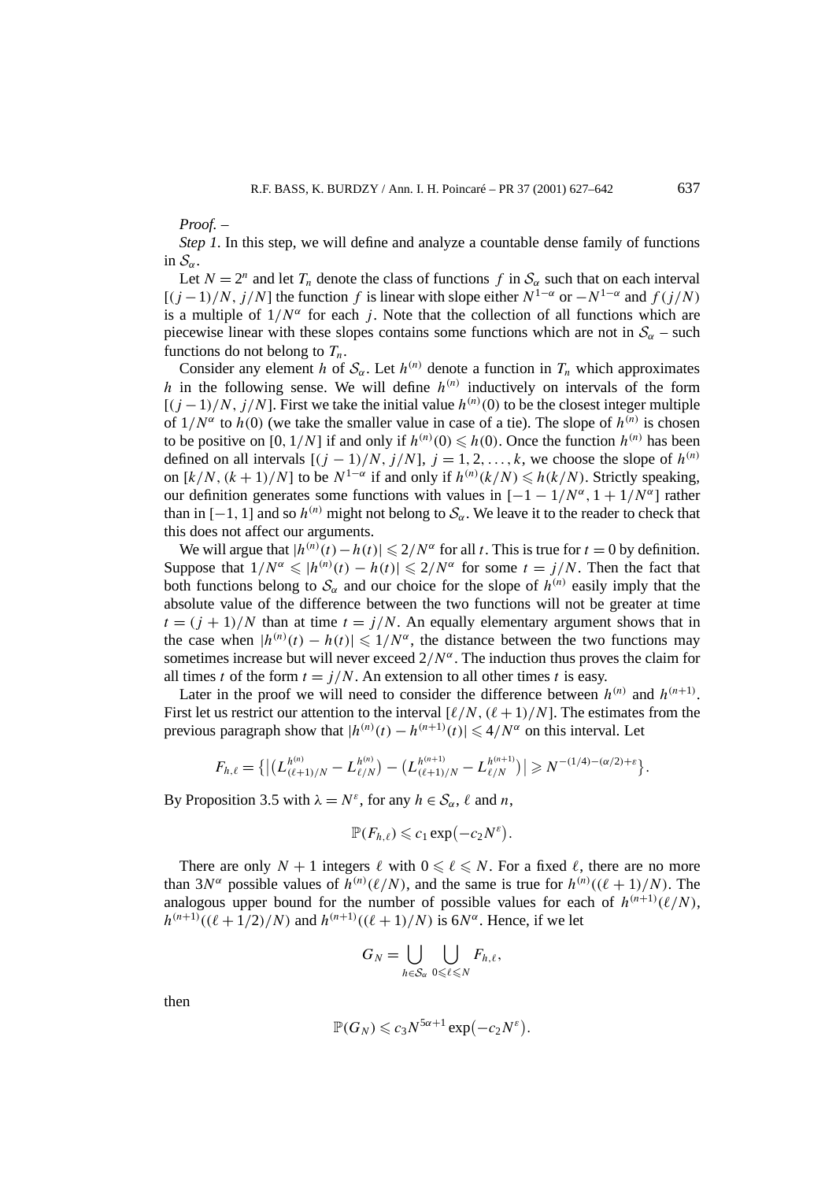*Proof.* –

*Step 1.* In this step, we will define and analyze a countable dense family of functions in $\mathcal{S}_\alpha$.

Let $N = 2^n$ and let $T_n$ denote the class of functions $f$ in $\mathcal{S}_\alpha$ such that on each interval $[(j-1)/N, j/N]$ the function $f$ is linear with slope either $N^{1-\alpha}$ or $-N^{1-\alpha}$ and $f(j/N)$ is a multiple of $1/N^\alpha$ for each $j$. Note that the collection of all functions which are piecewise linear with these slopes contains some functions which are not in $\mathcal{S}_\alpha$ – such functions do not belong to $T_n$.

Consider any element $h$ of $\mathcal{S}_\alpha$. Let $h^{(n)}$ denote a function in $T_n$ which approximates $h$ in the following sense. We will define $h^{(n)}$ inductively on intervals of the form $[(j-1)/N, j/N]$. First we take the initial value $h^{(n)}(0)$ to be the closest integer multiple of $1/N^\alpha$ to $h(0)$ (we take the smaller value in case of a tie). The slope of $h^{(n)}$ is chosen to be positive on $[0, 1/N]$ if and only if $h^{(n)}(0) \leqslant h(0)$. Once the function $h^{(n)}$ has been defined on all intervals $[(j-1)/N, j/N]$, $j = 1, 2, \ldots, k$, we choose the slope of $h^{(n)}$ on $[k/N, (k+1)/N]$ to be $N^{1-\alpha}$ if and only if $h^{(n)}(k/N) \leqslant h(k/N)$. Strictly speaking, our definition generates some functions with values in $[-1 - 1/N^\alpha, 1 + 1/N^\alpha]$ rather than in $[-1, 1]$ and so $h^{(n)}$ might not belong to $\mathcal{S}_\alpha$. We leave it to the reader to check that this does not affect our arguments.

We will argue that $|h^{(n)}(t) - h(t)| \leqslant 2/N^\alpha$ for all $t$. This is true for $t = 0$ by definition. Suppose that $1/N^\alpha \leqslant |h^{(n)}(t) - h(t)| \leqslant 2/N^\alpha$ for some $t = j/N$. Then the fact that both functions belong to $\mathcal{S}_\alpha$ and our choice for the slope of $h^{(n)}$ easily imply that the absolute value of the difference between the two functions will not be greater at time $t = (j+1)/N$ than at time $t = j/N$. An equally elementary argument shows that in the case when $|h^{(n)}(t) - h(t)| \leqslant 1/N^\alpha$, the distance between the two functions may sometimes increase but will never exceed $2/N^\alpha$. The induction thus proves the claim for all times $t$ of the form $t = j/N$. An extension to all other times $t$ is easy.

Later in the proof we will need to consider the difference between $h^{(n)}$ and $h^{(n+1)}$. First let us restrict our attention to the interval $[\ell/N, (\ell+1)/N]$. The estimates from the previous paragraph show that $|h^{(n)}(t) - h^{(n+1)}(t)| \leqslant 4/N^\alpha$ on this interval. Let

$$F_{h,\ell} = \bigl\{ \bigl| \bigl(L^{h^{(n)}}_{(\ell+1)/N} - L^{h^{(n)}}_{\ell/N}\bigr) - \bigl(L^{h^{(n+1)}}_{(\ell+1)/N} - L^{h^{(n+1)}}_{\ell/N}\bigr) \bigr| \geqslant N^{-(1/4)-(\alpha/2)+\varepsilon} \bigr\}.$$

By Proposition 3.5 with $\lambda = N^\varepsilon$, for any $h \in \mathcal{S}_\alpha$, $\ell$ and $n$,

$$\mathbb{P}(F_{h,\ell}) \leqslant c_1 \exp\bigl(-c_2 N^\varepsilon\bigr).$$

There are only $N+1$ integers $\ell$ with $0 \leqslant \ell \leqslant N$. For a fixed $\ell$, there are no more than $3N^\alpha$ possible values of $h^{(n)}(\ell/N)$, and the same is true for $h^{(n)}((\ell+1)/N)$. The analogous upper bound for the number of possible values for each of $h^{(n+1)}(\ell/N)$, $h^{(n+1)}((\ell+1/2)/N)$ and $h^{(n+1)}((\ell+1)/N)$ is $6N^\alpha$. Hence, if we let

$$G_N = \bigcup_{h \in \mathcal{S}_\alpha} \bigcup_{0 \leqslant \ell \leqslant N} F_{h,\ell},$$

then

$$\mathbb{P}(G_N) \leqslant c_3 N^{5\alpha+1} \exp\bigl(-c_2 N^\varepsilon\bigr).$$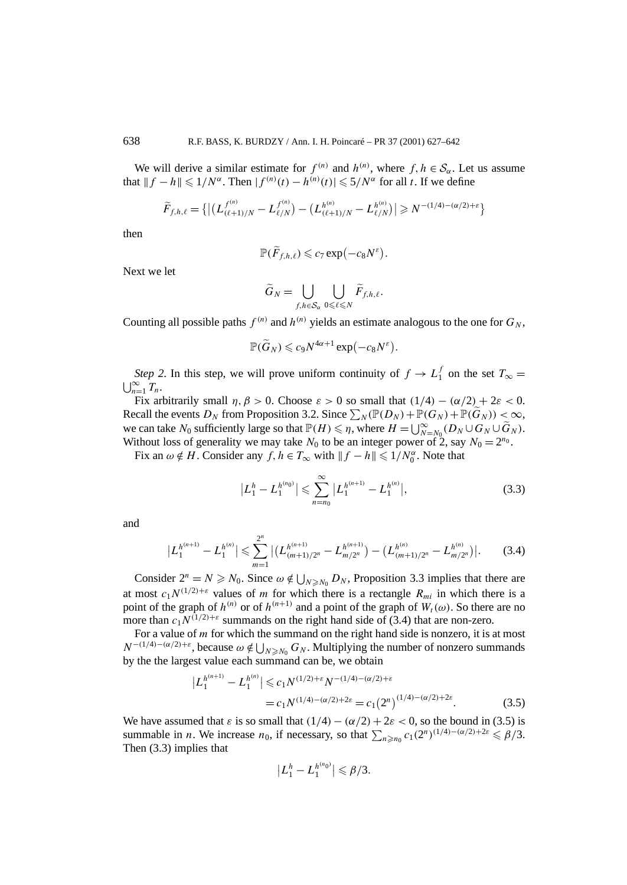We will derive a similar estimate for $f^{(n)}$ and $h^{(n)}$, where $f, h \in \mathcal{S}_\alpha$. Let us assume that $\| f - h\| \leqslant 1/N^\alpha$. Then $|f^{(n)}(t) - h^{(n)}(t)| \leqslant 5/N^\alpha$ for all $t$. If we define

$$\widetilde{F}_{f,h,\ell} = \big\{ \big| \big(L^{f^{(n)}}_{(\ell+1)/N} - L^{f^{(n)}}_{\ell/N}\big) - \big(L^{h^{(n)}}_{(\ell+1)/N} - L^{h^{(n)}}_{\ell/N}\big) \big| \geqslant N^{-(1/4)-(\alpha/2)+\varepsilon} \big\}$$

then

$$\mathbb{P}(\widetilde{F}_{f,h,\ell}) \leqslant c_7 \exp\big(-c_8 N^\varepsilon\big).$$

Next we let

$$\widetilde{G}_N = \bigcup_{f,h\in\mathcal{S}_\alpha} \bigcup_{0\leqslant \ell \leqslant N} \widetilde{F}_{f,h,\ell}.$$

Counting all possible paths $f^{(n)}$ and $h^{(n)}$ yields an estimate analogous to the one for $G_N$,

$$\mathbb{P}(\widetilde{G}_N) \leqslant c_9 N^{4\alpha+1} \exp\big(-c_8 N^\varepsilon\big).$$

*Step 2.* In this step, we will prove uniform continuity of $f \to L^f_1$ on the set $T_\infty = \bigcup_{n=1}^\infty T_n$.

Fix arbitrarily small $\eta, \beta > 0$. Choose $\varepsilon > 0$ so small that $(1/4) - (\alpha/2) + 2\varepsilon < 0$. Recall the events $D_N$ from Proposition 3.2. Since $\sum_N (\mathbb{P}(D_N) + \mathbb{P}(G_N) + \mathbb{P}(\widetilde{G}_N)) < \infty$, we can take $N_0$ sufficiently large so that $\mathbb{P}(H) \leqslant \eta$, where $H = \bigcup_{N=N_0}^\infty (D_N \cup G_N \cup \widetilde{G}_N)$. Without loss of generality we may take $N_0$ to be an integer power of 2, say $N_0 = 2^{n_0}$.

Fix an $\omega \notin H$. Consider any $f, h \in T_\infty$ with $\|f - h\| \leqslant 1/N_0^\alpha$. Note that

$$\big|L^h_1 - L^{h^{(n_0)}}_1\big| \leqslant \sum_{n=n_0}^\infty \big|L^{h^{(n+1)}}_1 - L^{h^{(n)}}_1\big|, \tag{3.3}$$

and

$$\big|L^{h^{(n+1)}}_1 - L^{h^{(n)}}_1\big| \leqslant \sum_{m=1}^{2^n} \big|\big(L^{h^{(n+1)}}_{(m+1)/2^n} - L^{h^{(n+1)}}_{m/2^n}\big) - \big(L^{h^{(n)}}_{(m+1)/2^n} - L^{h^{(n)}}_{m/2^n}\big)\big|. \tag{3.4}$$

Consider $2^n = N \geqslant N_0$. Since $\omega \notin \bigcup_{N\geqslant N_0} D_N$, Proposition 3.3 implies that there are at most $c_1 N^{(1/2)+\varepsilon}$ values of $m$ for which there is a rectangle $R_{mi}$ in which there is a point of the graph of $h^{(n)}$ or of $h^{(n+1)}$ and a point of the graph of $W_t(\omega)$. So there are no more than $c_1 N^{(1/2)+\varepsilon}$ summands on the right hand side of (3.4) that are non-zero.

For a value of $m$ for which the summand on the right hand side is nonzero, it is at most $N^{-(1/4)-(\alpha/2)+\varepsilon}$, because $\omega \notin \bigcup_{N\geqslant N_0} G_N$. Multiplying the number of nonzero summands by the the largest value each summand can be, we obtain

$$\begin{aligned}
\big|L^{h^{(n+1)}}_1 - L^{h^{(n)}}_1\big| &\leqslant c_1 N^{(1/2)+\varepsilon} N^{-(1/4)-(\alpha/2)+\varepsilon} \\
&= c_1 N^{(1/4)-(\alpha/2)+2\varepsilon} = c_1 \big(2^n\big)^{(1/4)-(\alpha/2)+2\varepsilon}.
\end{aligned} \tag{3.5}$$

We have assumed that $\varepsilon$ is so small that $(1/4) - (\alpha/2) + 2\varepsilon < 0$, so the bound in (3.5) is summable in $n$. We increase $n_0$, if necessary, so that $\sum_{n\geqslant n_0} c_1 (2^n)^{(1/4)-(\alpha/2)+2\varepsilon} \leqslant \beta/3$. Then (3.3) implies that

$$\big|L^h_1 - L^{h^{(n_0)}}_1\big| \leqslant \beta/3.$$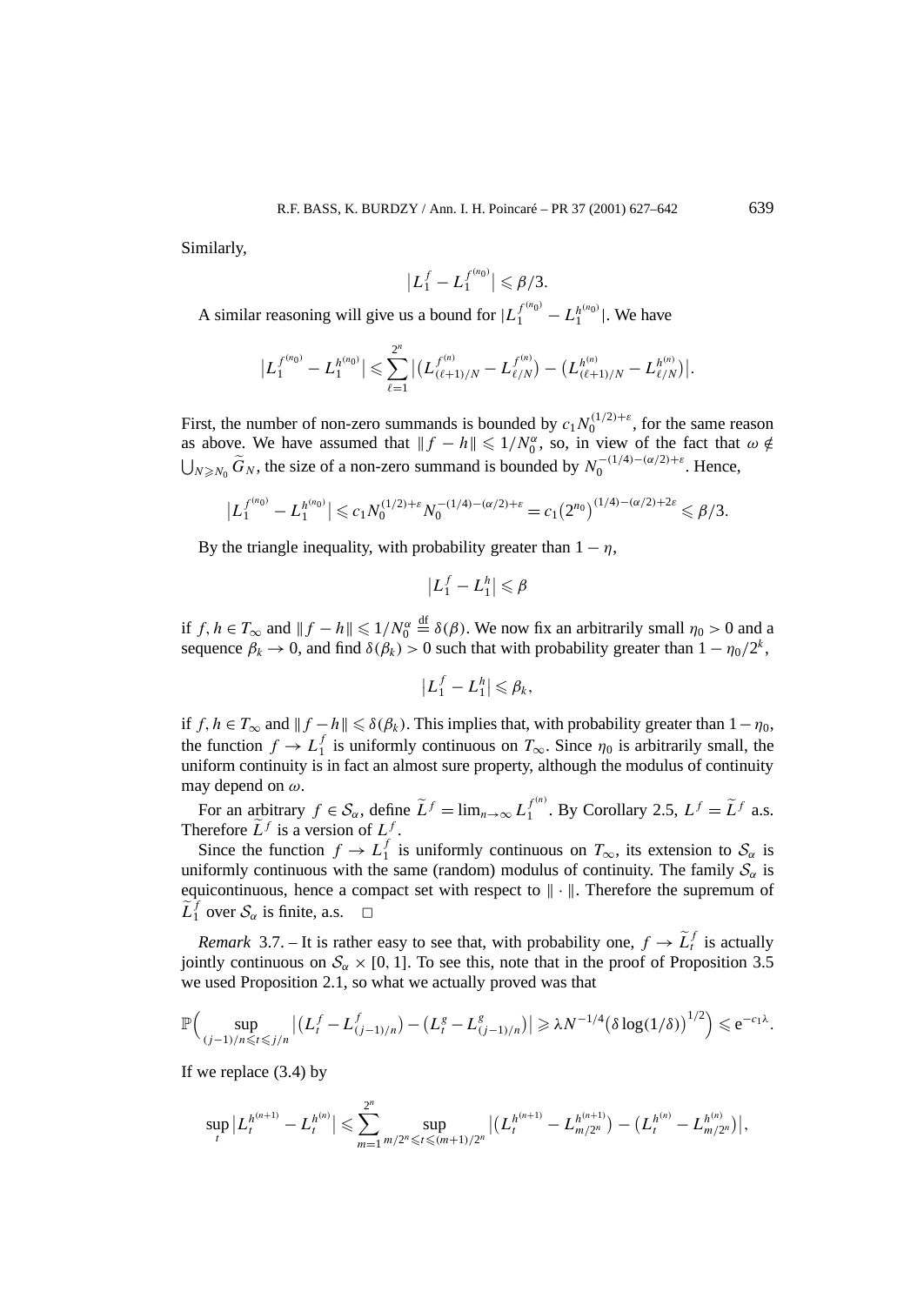Similarly,

$$\big|L_1^f - L_1^{f^{(n_0)}}\big| \leqslant \beta/3.$$

A similar reasoning will give us a bound for $|L_1^{f^{(n_0)}} - L_1^{h^{(n_0)}}|$. We have

$$\big|L_1^{f^{(n_0)}} - L_1^{h^{(n_0)}}\big| \leqslant \sum_{\ell=1}^{2^n} \big|\big(L_{(\ell+1)/N}^{f^{(n)}} - L_{\ell/N}^{f^{(n)}}\big) - \big(L_{(\ell+1)/N}^{h^{(n)}} - L_{\ell/N}^{h^{(n)}}\big)\big|.$$

First, the number of non-zero summands is bounded by $c_1 N_0^{(1/2)+\varepsilon}$, for the same reason as above. We have assumed that $\|f - h\| \leqslant 1/N_0^\alpha$, so, in view of the fact that $\omega \notin \bigcup_{N \geqslant N_0} \widetilde{G}_N$, the size of a non-zero summand is bounded by $N_0^{-(1/4)-(\alpha/2)+\varepsilon}$. Hence,

$$\big|L_1^{f^{(n_0)}} - L_1^{h^{(n_0)}}\big| \leqslant c_1 N_0^{(1/2)+\varepsilon} N_0^{-(1/4)-(\alpha/2)+\varepsilon} = c_1 \big(2^{n_0}\big)^{(1/4)-(\alpha/2)+2\varepsilon} \leqslant \beta/3.$$

By the triangle inequality, with probability greater than $1 - \eta$,

$$\big|L_1^f - L_1^h\big| \leqslant \beta$$

if $f, h \in T_\infty$ and $\|f - h\| \leqslant 1/N_0^\alpha \overset{\text{df}}{=} \delta(\beta)$. We now fix an arbitrarily small $\eta_0 > 0$ and a sequence $\beta_k \to 0$, and find $\delta(\beta_k) > 0$ such that with probability greater than $1 - \eta_0/2^k$,

$$\big|L_1^f - L_1^h\big| \leqslant \beta_k,$$

if $f, h \in T_\infty$ and $\|f - h\| \leqslant \delta(\beta_k)$. This implies that, with probability greater than $1 - \eta_0$, the function $f \to L_1^f$ is uniformly continuous on $T_\infty$. Since $\eta_0$ is arbitrarily small, the uniform continuity is in fact an almost sure property, although the modulus of continuity may depend on $\omega$.

For an arbitrary $f \in \mathcal{S}_\alpha$, define $\widetilde{L}^f = \lim_{n\to\infty} L_1^{f^{(n)}}$. By Corollary 2.5, $L^f = \widetilde{L}^f$ a.s. Therefore $\widetilde{L}^f$ is a version of $L^f$.

Since the function $f \to L_1^f$ is uniformly continuous on $T_\infty$, its extension to $\mathcal{S}_\alpha$ is uniformly continuous with the same (random) modulus of continuity. The family $\mathcal{S}_\alpha$ is equicontinuous, hence a compact set with respect to $\|\cdot\|$. Therefore the supremum of $\widetilde{L}_1^f$ over $\mathcal{S}_\alpha$ is finite, a.s. □

*Remark* 3.7. – It is rather easy to see that, with probability one, $f \to \widetilde{L}_t^f$ is actually jointly continuous on $\mathcal{S}_\alpha \times [0, 1]$. To see this, note that in the proof of Proposition 3.5 we used Proposition 2.1, so what we actually proved was that

$$\mathbb{P}\Big(\sup_{(j-1)/n \leqslant t \leqslant j/n} \big|\big(L_t^f - L_{(j-1)/n}^f\big) - \big(L_t^g - L_{(j-1)/n}^g\big)\big| \geqslant \lambda N^{-1/4}\big(\delta \log(1/\delta)\big)^{1/2}\Big) \leqslant \mathrm{e}^{-c_1\lambda}.$$

If we replace (3.4) by

$$\sup_t \big|L_t^{h^{(n+1)}} - L_t^{h^{(n)}}\big| \leqslant \sum_{m=1}^{2^n} \sup_{m/2^n \leqslant t \leqslant (m+1)/2^n} \big|\big(L_t^{h^{(n+1)}} - L_{m/2^n}^{h^{(n+1)}}\big) - \big(L_t^{h^{(n)}} - L_{m/2^n}^{h^{(n)}}\big)\big|,$$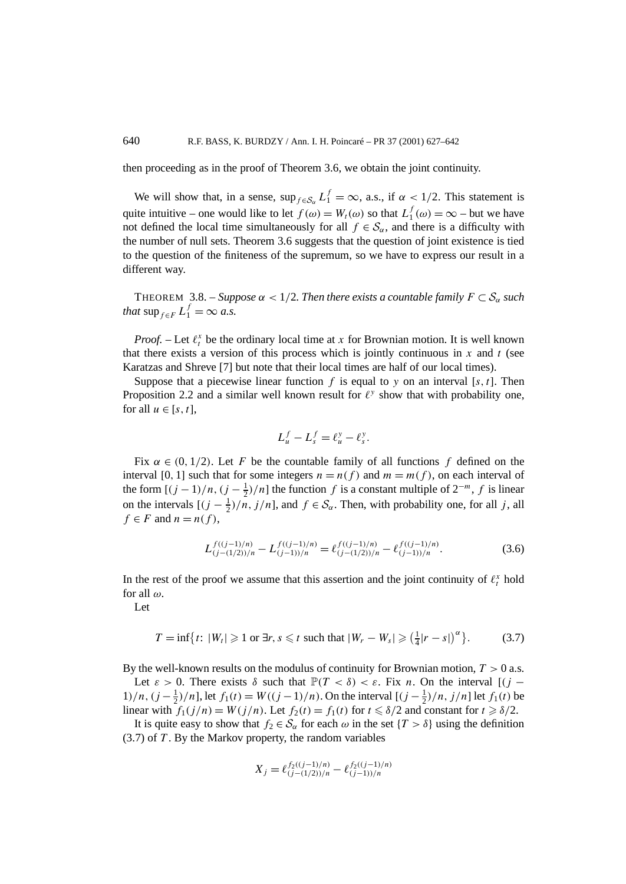then proceeding as in the proof of Theorem 3.6, we obtain the joint continuity.

We will show that, in a sense, $\sup_{f\in\mathcal{S}_\alpha} L_1^f = \infty$, a.s., if $\alpha < 1/2$. This statement is quite intuitive – one would like to let $f(\omega) = W_t(\omega)$ so that $L_1^f(\omega) = \infty$ – but we have not defined the local time simultaneously for all $f \in \mathcal{S}_\alpha$, and there is a difficulty with the number of null sets. Theorem 3.6 suggests that the question of joint existence is tied to the question of the finiteness of the supremum, so we have to express our result in a different way.

THEOREM 3.8. – *Suppose $\alpha < 1/2$. Then there exists a countable family $F \subset \mathcal{S}_\alpha$ such that* $\sup_{f\in F} L_1^f = \infty$ *a.s.*

*Proof.* – Let $\ell_t^x$ be the ordinary local time at $x$ for Brownian motion. It is well known that there exists a version of this process which is jointly continuous in $x$ and $t$ (see Karatzas and Shreve [7] but note that their local times are half of our local times).

Suppose that a piecewise linear function $f$ is equal to $y$ on an interval $[s,t]$. Then Proposition 2.2 and a similar well known result for $\ell^y$ show that with probability one, for all $u \in [s,t]$,

$$L_u^f - L_s^f = \ell_u^y - \ell_s^y.$$

Fix $\alpha \in (0, 1/2)$. Let $F$ be the countable family of all functions $f$ defined on the interval $[0,1]$ such that for some integers $n = n(f)$ and $m = m(f)$, on each interval of the form $[(j-1)/n, (j-\frac{1}{2})/n]$ the function $f$ is a constant multiple of $2^{-m}$, $f$ is linear on the intervals $[(j-\frac{1}{2})/n, j/n]$, and $f \in \mathcal{S}_\alpha$. Then, with probability one, for all $j$, all $f \in F$ and $n = n(f)$,

$$L^{f((j-1)/n)}_{(j-(1/2))/n} - L^{f((j-1)/n)}_{(j-1))/n} = \ell^{f((j-1)/n)}_{(j-(1/2))/n} - \ell^{f((j-1)/n)}_{(j-1))/n}. \tag{3.6}$$

In the rest of the proof we assume that this assertion and the joint continuity of $\ell_t^x$ hold for all $\omega$.

Let

$$T = \inf\{t\colon |W_t| \geqslant 1 \text{ or } \exists r, s \leqslant t \text{ such that } |W_r - W_s| \geqslant (\tfrac{1}{4}|r-s|)^\alpha\}. \tag{3.7}$$

By the well-known results on the modulus of continuity for Brownian motion, $T > 0$ a.s.

Let $\varepsilon > 0$. There exists $\delta$ such that $\mathbb{P}(T < \delta) < \varepsilon$. Fix $n$. On the interval $[(j-1)/n, (j-\frac{1}{2})/n]$, let $f_1(t) = W((j-1)/n)$. On the interval $[(j-\frac{1}{2})/n, j/n]$ let $f_1(t)$ be linear with $f_1(j/n) = W(j/n)$. Let $f_2(t) = f_1(t)$ for $t \leqslant \delta/2$ and constant for $t \geqslant \delta/2$.

It is quite easy to show that $f_2 \in \mathcal{S}_\alpha$ for each $\omega$ in the set $\{T > \delta\}$ using the definition (3.7) of $T$. By the Markov property, the random variables

$$X_j = \ell^{f_2((j-1)/n)}_{(j-(1/2))/n} - \ell^{f_2((j-1)/n)}_{(j-1))/n}$$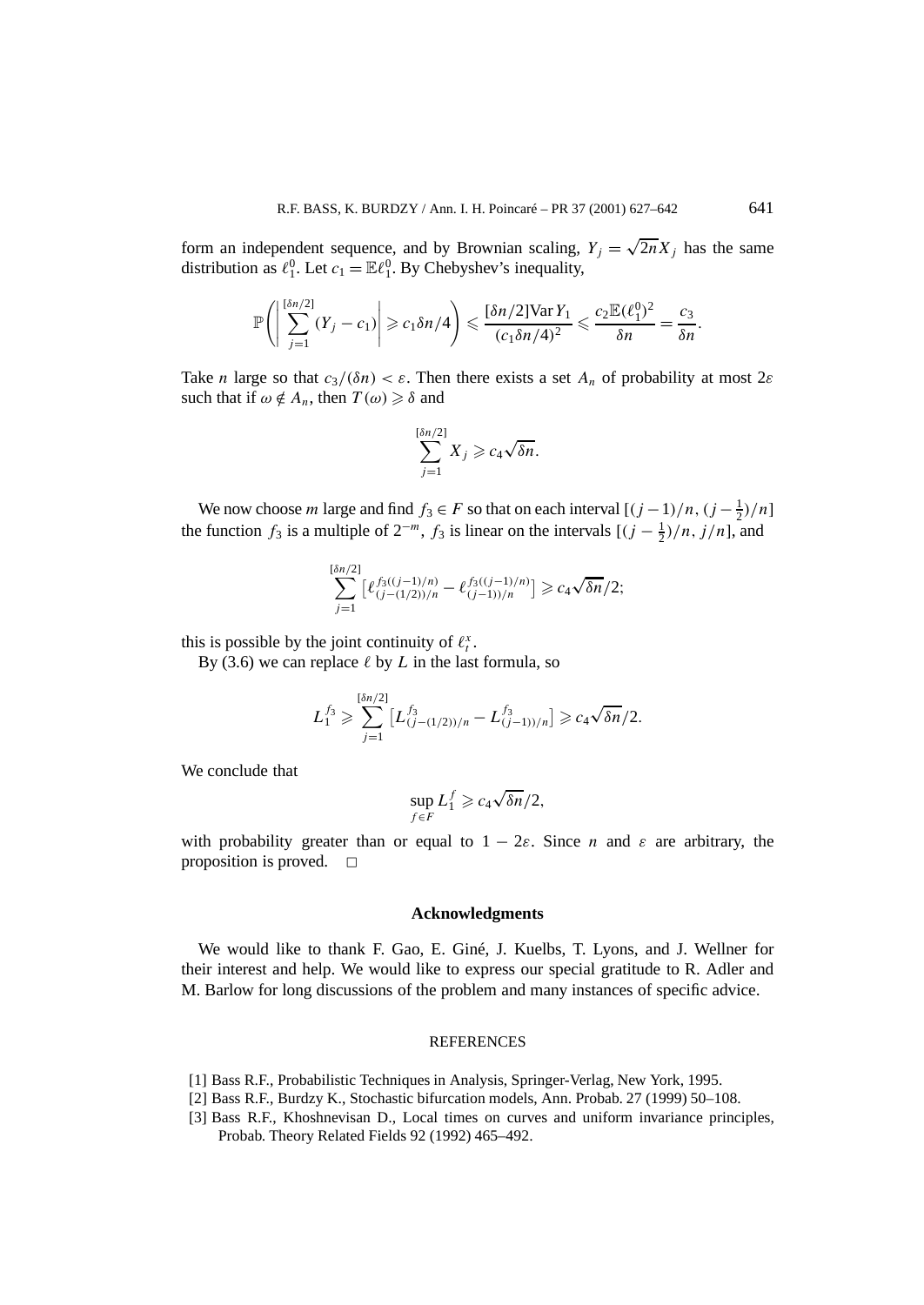form an independent sequence, and by Brownian scaling, $Y_j = \sqrt{2n}X_j$ has the same distribution as $\ell_1^0$. Let $c_1 = \mathbb{E}\ell_1^0$. By Chebyshev's inequality,

$$\mathbb{P}\left(\left|\sum_{j=1}^{[\delta n/2]}(Y_j - c_1)\right| \geqslant c_1\delta n/4\right) \leqslant \frac{[\delta n/2]\mathrm{Var}\, Y_1}{(c_1\delta n/4)^2} \leqslant \frac{c_2\mathbb{E}(\ell_1^0)^2}{\delta n} = \frac{c_3}{\delta n}.$$

Take $n$ large so that $c_3/(\delta n) < \varepsilon$. Then there exists a set $A_n$ of probability at most $2\varepsilon$ such that if $\omega \notin A_n$, then $T(\omega) \geqslant \delta$ and

$$\sum_{j=1}^{[\delta n/2]} X_j \geqslant c_4\sqrt{\delta n}.$$

We now choose $m$ large and find $f_3 \in F$ so that on each interval $[(j-1)/n, (j-\frac{1}{2})/n]$ the function $f_3$ is a multiple of $2^{-m}$, $f_3$ is linear on the intervals $[(j-\frac{1}{2})/n, j/n]$, and

$$\sum_{j=1}^{[\delta n/2]} \left[\ell_{(j-(1/2))/n}^{f_3((j-1)/n)} - \ell_{(j-1))/n}^{f_3((j-1)/n)}\right] \geqslant c_4\sqrt{\delta n}/2;$$

this is possible by the joint continuity of $\ell_t^x$.

By (3.6) we can replace $\ell$ by $L$ in the last formula, so

$$L_1^{f_3} \geqslant \sum_{j=1}^{[\delta n/2]} \left[L_{(j-(1/2))/n}^{f_3} - L_{(j-1))/n}^{f_3}\right] \geqslant c_4\sqrt{\delta n}/2.$$

We conclude that

$$\sup_{f \in F} L_1^f \geqslant c_4\sqrt{\delta n}/2,$$

with probability greater than or equal to $1 - 2\varepsilon$. Since $n$ and $\varepsilon$ are arbitrary, the proposition is proved. $\square$

## Acknowledgments

We would like to thank F. Gao, E. Giné, J. Kuelbs, T. Lyons, and J. Wellner for their interest and help. We would like to express our special gratitude to R. Adler and M. Barlow for long discussions of the problem and many instances of specific advice.

## REFERENCES

[1] Bass R.F., Probabilistic Techniques in Analysis, Springer-Verlag, New York, 1995.

[2] Bass R.F., Burdzy K., Stochastic bifurcation models, Ann. Probab. 27 (1999) 50–108.

[3] Bass R.F., Khoshnevisan D., Local times on curves and uniform invariance principles, Probab. Theory Related Fields 92 (1992) 465–492.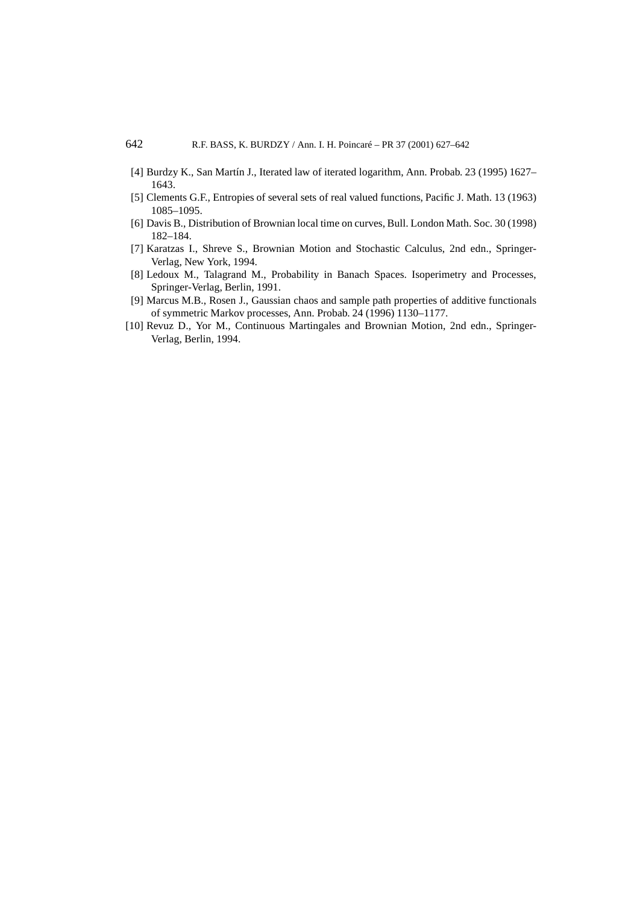[4] Burdzy K., San Martín J., Iterated law of iterated logarithm, Ann. Probab. 23 (1995) 1627–1643.

[5] Clements G.F., Entropies of several sets of real valued functions, Pacific J. Math. 13 (1963) 1085–1095.

[6] Davis B., Distribution of Brownian local time on curves, Bull. London Math. Soc. 30 (1998) 182–184.

[7] Karatzas I., Shreve S., Brownian Motion and Stochastic Calculus, 2nd edn., Springer-Verlag, New York, 1994.

[8] Ledoux M., Talagrand M., Probability in Banach Spaces. Isoperimetry and Processes, Springer-Verlag, Berlin, 1991.

[9] Marcus M.B., Rosen J., Gaussian chaos and sample path properties of additive functionals of symmetric Markov processes, Ann. Probab. 24 (1996) 1130–1177.

[10] Revuz D., Yor M., Continuous Martingales and Brownian Motion, 2nd edn., Springer-Verlag, Berlin, 1994.